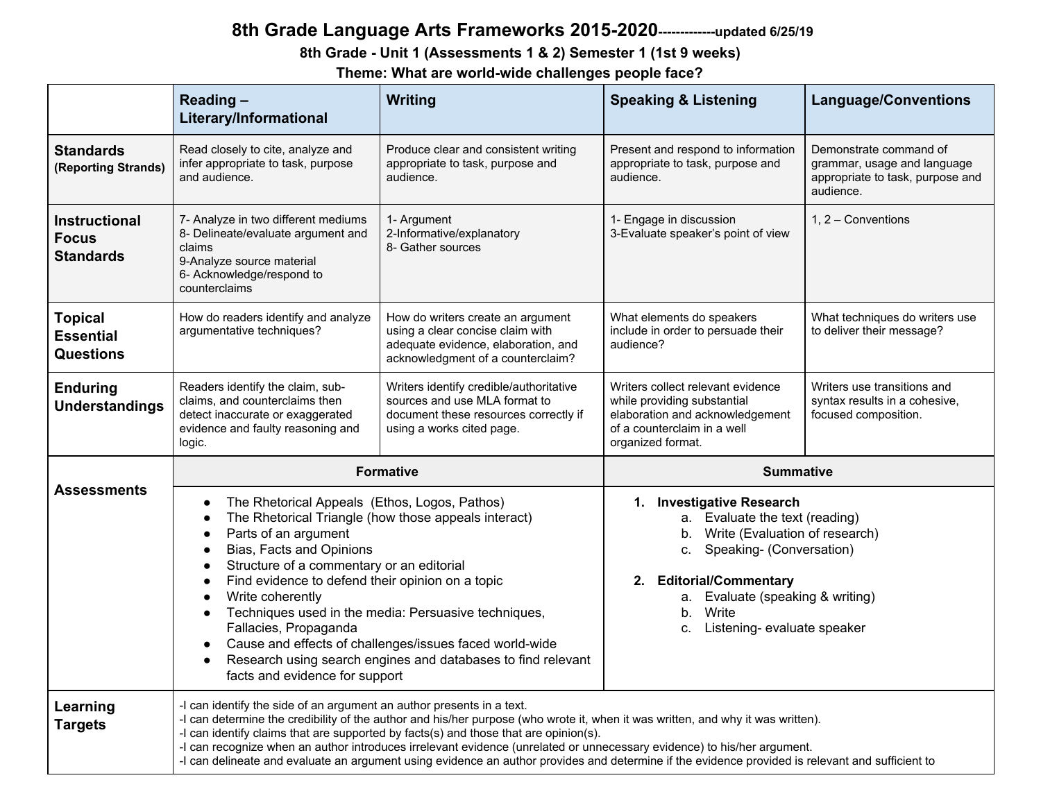# 8th Grade Language Arts Frameworks 2015-2020-------------updated 6/25/19

## 8th Grade - Unit 1 (Assessments 1 & 2) Semester 1 (1st 9 weeks)

## Theme: What are world-wide challenges people face?

| | Reading – Literary/Informational | Writing | Speaking & Listening | Language/Conventions |
|---|---|---|---|---|
| **Standards** (Reporting Strands) | Read closely to cite, analyze and infer appropriate to task, purpose and audience. | Produce clear and consistent writing appropriate to task, purpose and audience. | Present and respond to information appropriate to task, purpose and audience. | Demonstrate command of grammar, usage and language appropriate to task, purpose and audience. |
| **Instructional Focus Standards** | 7- Analyze in two different mediums<br>8- Delineate/evaluate argument and claims<br>9-Analyze source material<br>6- Acknowledge/respond to counterclaims | 1- Argument<br>2-Informative/explanatory<br>8- Gather sources | 1- Engage in discussion<br>3-Evaluate speaker's point of view | 1, 2 – Conventions |
| **Topical Essential Questions** | How do readers identify and analyze argumentative techniques? | How do writers create an argument using a clear concise claim with adequate evidence, elaboration, and acknowledgment of a counterclaim? | What elements do speakers include in order to persuade their audience? | What techniques do writers use to deliver their message? |
| **Enduring Understandings** | Readers identify the claim, sub-claims, and counterclaims then detect inaccurate or exaggerated evidence and faulty reasoning and logic. | Writers identify credible/authoritative sources and use MLA format to document these resources correctly if using a works cited page. | Writers collect relevant evidence while providing substantial elaboration and acknowledgement of a counterclaim in a well organized format. | Writers use transitions and syntax results in a cohesive, focused composition. |
| **Assessments** | **Formative**<br>• The Rhetorical Appeals (Ethos, Logos, Pathos)<br>• The Rhetorical Triangle (how those appeals interact)<br>• Parts of an argument<br>• Bias, Facts and Opinions<br>• Structure of a commentary or an editorial<br>• Find evidence to defend their opinion on a topic<br>• Write coherently<br>• Techniques used in the media: Persuasive techniques, Fallacies, Propaganda<br>• Cause and effects of challenges/issues faced world-wide<br>• Research using search engines and databases to find relevant facts and evidence for support | | **Summative**<br>1. **Investigative Research**<br>a. Evaluate the text (reading)<br>b. Write (Evaluation of research)<br>c. Speaking- (Conversation)<br>2. **Editorial/Commentary**<br>a. Evaluate (speaking & writing)<br>b. Write<br>c. Listening- evaluate speaker | |
| **Learning Targets** | -I can identify the side of an argument an author presents in a text.<br>-I can determine the credibility of the author and his/her purpose (who wrote it, when it was written, and why it was written).<br>-I can identify claims that are supported by facts(s) and those that are opinion(s).<br>-I can recognize when an author introduces irrelevant evidence (unrelated or unnecessary evidence) to his/her argument.<br>-I can delineate and evaluate an argument using evidence an author provides and determine if the evidence provided is relevant and sufficient to | | | |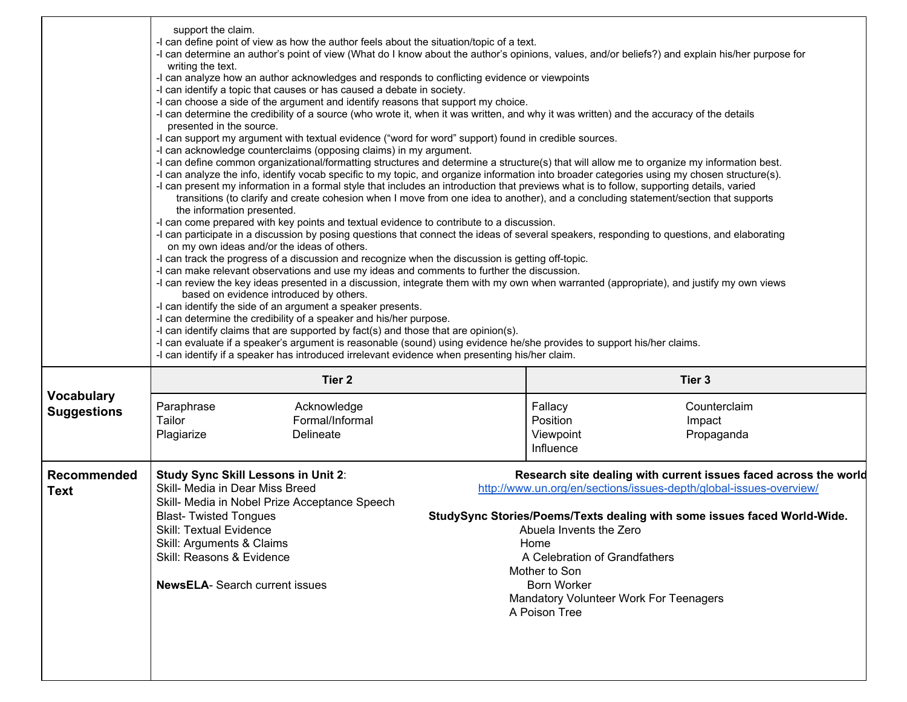| | |
|---|---|
| | support the claim.<br>-I can define point of view as how the author feels about the situation/topic of a text.<br>-I can determine an author's point of view (What do I know about the author's opinions, values, and/or beliefs?) and explain his/her purpose for writing the text.<br>-I can analyze how an author acknowledges and responds to conflicting evidence or viewpoints<br>-I can identify a topic that causes or has caused a debate in society.<br>-I can choose a side of the argument and identify reasons that support my choice.<br>-I can determine the credibility of a source (who wrote it, when it was written, and why it was written) and the accuracy of the details presented in the source.<br>-I can support my argument with textual evidence ("word for word" support) found in credible sources.<br>-I can acknowledge counterclaims (opposing claims) in my argument.<br>-I can define common organizational/formatting structures and determine a structure(s) that will allow me to organize my information best.<br>-I can analyze the info, identify vocab specific to my topic, and organize information into broader categories using my chosen structure(s).<br>-I can present my information in a formal style that includes an introduction that previews what is to follow, supporting details, varied transitions (to clarify and create cohesion when I move from one idea to another), and a concluding statement/section that supports the information presented.<br>-I can come prepared with key points and textual evidence to contribute to a discussion.<br>-I can participate in a discussion by posing questions that connect the ideas of several speakers, responding to questions, and elaborating on my own ideas and/or the ideas of others.<br>-I can track the progress of a discussion and recognize when the discussion is getting off-topic.<br>-I can make relevant observations and use my ideas and comments to further the discussion.<br>-I can review the key ideas presented in a discussion, integrate them with my own when warranted (appropriate), and justify my own views based on evidence introduced by others.<br>-I can identify the side of an argument a speaker presents.<br>-I can determine the credibility of a speaker and his/her purpose.<br>-I can identify claims that are supported by fact(s) and those that are opinion(s).<br>-I can evaluate if a speaker's argument is reasonable (sound) using evidence he/she provides to support his/her claims.<br>-I can identify if a speaker has introduced irrelevant evidence when presenting his/her claim. |

| | Tier 2 | | Tier 3 | |
|---|---|---|---|---|
| **Vocabulary Suggestions** | Paraphrase<br>Tailor<br>Plagiarize | Acknowledge<br>Formal/Informal<br>Delineate | Fallacy<br>Position<br>Viewpoint<br>Influence | Counterclaim<br>Impact<br>Propaganda |

| | | |
|---|---|---|
| **Recommended Text** | **Study Sync Skill Lessons in Unit 2**:<br>Skill- Media in Dear Miss Breed<br>Skill- Media in Nobel Prize Acceptance Speech<br>Blast- Twisted Tongues<br>Skill: Textual Evidence<br>Skill: Arguments & Claims<br>Skill: Reasons & Evidence<br><br>**NewsELA**- Search current issues | **Research site dealing with current issues faced across the world**<br>http://www.un.org/en/sections/issues-depth/global-issues-overview/<br><br>**StudySync Stories/Poems/Texts dealing with some issues faced World-Wide.**<br>Abuela Invents the Zero<br>Home<br>A Celebration of Grandfathers<br>Mother to Son<br>Born Worker<br>Mandatory Volunteer Work For Teenagers<br>A Poison Tree |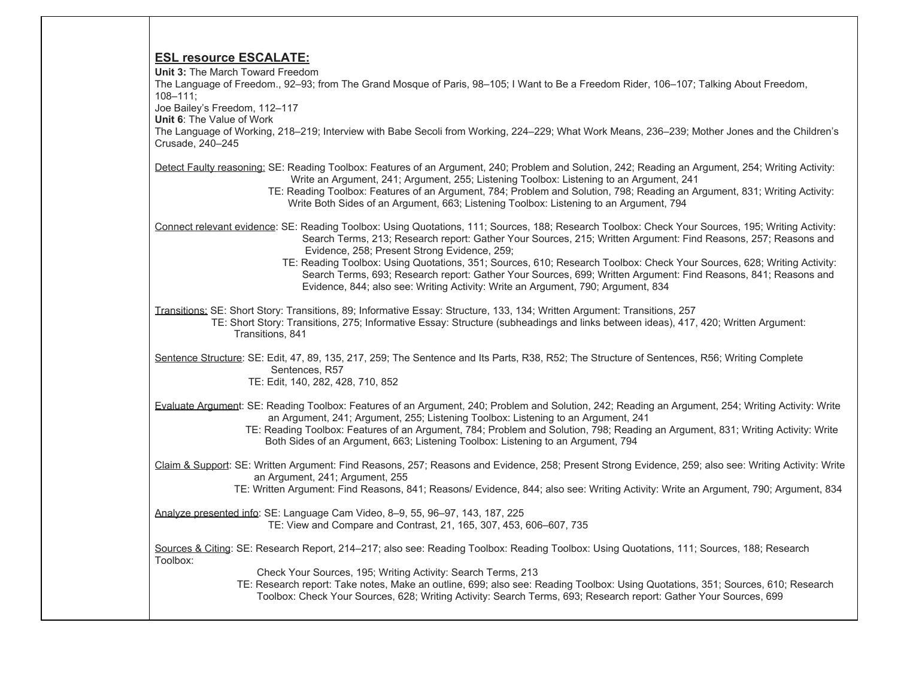| | |
|---|---|
| | **ESL resource ESCALATE:**<br>**Unit 3:** The March Toward Freedom<br>The Language of Freedom., 92–93; from The Grand Mosque of Paris, 98–105; I Want to Be a Freedom Rider, 106–107; Talking About Freedom, 108–111;<br>Joe Bailey's Freedom, 112–117<br>**Unit 6**: The Value of Work<br>The Language of Working, 218–219; Interview with Babe Secoli from Working, 224–229; What Work Means, 236–239; Mother Jones and the Children's Crusade, 240–245<br><br>Detect Faulty reasoning: SE: Reading Toolbox: Features of an Argument, 240; Problem and Solution, 242; Reading an Argument, 254; Writing Activity: Write an Argument, 241; Argument, 255; Listening Toolbox: Listening to an Argument, 241<br>TE: Reading Toolbox: Features of an Argument, 784; Problem and Solution, 798; Reading an Argument, 831; Writing Activity: Write Both Sides of an Argument, 663; Listening Toolbox: Listening to an Argument, 794<br><br>Connect relevant evidence: SE: Reading Toolbox: Using Quotations, 111; Sources, 188; Research Toolbox: Check Your Sources, 195; Writing Activity: Search Terms, 213; Research report: Gather Your Sources, 215; Written Argument: Find Reasons, 257; Reasons and Evidence, 258; Present Strong Evidence, 259;<br>TE: Reading Toolbox: Using Quotations, 351; Sources, 610; Research Toolbox: Check Your Sources, 628; Writing Activity: Search Terms, 693; Research report: Gather Your Sources, 699; Written Argument: Find Reasons, 841; Reasons and Evidence, 844; also see: Writing Activity: Write an Argument, 790; Argument, 834<br><br>Transitions: SE: Short Story: Transitions, 89; Informative Essay: Structure, 133, 134; Written Argument: Transitions, 257<br>TE: Short Story: Transitions, 275; Informative Essay: Structure (subheadings and links between ideas), 417, 420; Written Argument: Transitions, 841<br><br>Sentence Structure: SE: Edit, 47, 89, 135, 217, 259; The Sentence and Its Parts, R38, R52; The Structure of Sentences, R56; Writing Complete Sentences, R57<br>TE: Edit, 140, 282, 428, 710, 852<br><br>Evaluate Argument: SE: Reading Toolbox: Features of an Argument, 240; Problem and Solution, 242; Reading an Argument, 254; Writing Activity: Write an Argument, 241; Argument, 255; Listening Toolbox: Listening to an Argument, 241<br>TE: Reading Toolbox: Features of an Argument, 784; Problem and Solution, 798; Reading an Argument, 831; Writing Activity: Write Both Sides of an Argument, 663; Listening Toolbox: Listening to an Argument, 794<br><br>Claim & Support: SE: Written Argument: Find Reasons, 257; Reasons and Evidence, 258; Present Strong Evidence, 259; also see: Writing Activity: Write an Argument, 241; Argument, 255<br>TE: Written Argument: Find Reasons, 841; Reasons/ Evidence, 844; also see: Writing Activity: Write an Argument, 790; Argument, 834<br><br>Analyze presented info: SE: Language Cam Video, 8–9, 55, 96–97, 143, 187, 225<br>TE: View and Compare and Contrast, 21, 165, 307, 453, 606–607, 735<br><br>Sources & Citing: SE: Research Report, 214–217; also see: Reading Toolbox: Reading Toolbox: Using Quotations, 111; Sources, 188; Research Toolbox: Check Your Sources, 195; Writing Activity: Search Terms, 213<br>TE: Research report: Take notes, Make an outline, 699; also see: Reading Toolbox: Using Quotations, 351; Sources, 610; Research Toolbox: Check Your Sources, 628; Writing Activity: Search Terms, 693; Research report: Gather Your Sources, 699 |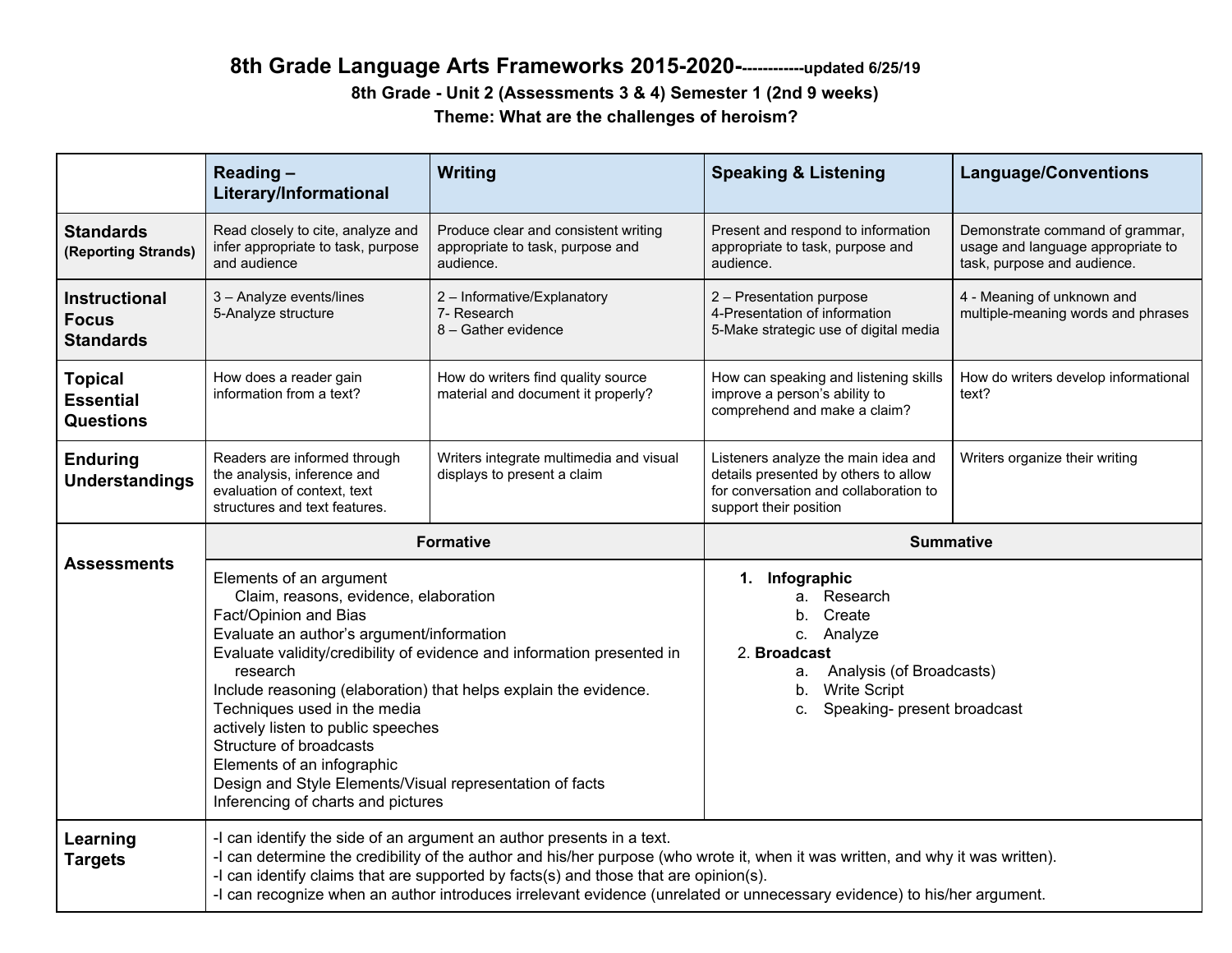# 8th Grade Language Arts Frameworks 2015-2020-------------updated 6/25/19

### 8th Grade - Unit 2 (Assessments 3 & 4) Semester 1 (2nd 9 weeks)

### Theme: What are the challenges of heroism?

| | Reading – Literary/Informational | Writing | Speaking & Listening | Language/Conventions |
|---|---|---|---|---|
| **Standards (Reporting Strands)** | Read closely to cite, analyze and infer appropriate to task, purpose and audience | Produce clear and consistent writing appropriate to task, purpose and audience. | Present and respond to information appropriate to task, purpose and audience. | Demonstrate command of grammar, usage and language appropriate to task, purpose and audience. |
| **Instructional Focus Standards** | 3 – Analyze events/lines<br>5-Analyze structure | 2 – Informative/Explanatory<br>7- Research<br>8 – Gather evidence | 2 – Presentation purpose<br>4-Presentation of information<br>5-Make strategic use of digital media | 4 - Meaning of unknown and multiple-meaning words and phrases |
| **Topical Essential Questions** | How does a reader gain information from a text? | How do writers find quality source material and document it properly? | How can speaking and listening skills improve a person's ability to comprehend and make a claim? | How do writers develop informational text? |
| **Enduring Understandings** | Readers are informed through the analysis, inference and evaluation of context, text structures and text features. | Writers integrate multimedia and visual displays to present a claim | Listeners analyze the main idea and details presented by others to allow for conversation and collaboration to support their position | Writers organize their writing |
| **Assessments** | **Formative** | | **Summative** | |
| | Elements of an argument<br>Claim, reasons, evidence, elaboration<br>Fact/Opinion and Bias<br>Evaluate an author's argument/information<br>Evaluate validity/credibility of evidence and information presented in research<br>Include reasoning (elaboration) that helps explain the evidence.<br>Techniques used in the media<br>actively listen to public speeches<br>Structure of broadcasts<br>Elements of an infographic<br>Design and Style Elements/Visual representation of facts<br>Inferencing of charts and pictures | | 1. **Infographic**<br>a. Research<br>b. Create<br>c. Analyze<br>2. **Broadcast**<br>a. Analysis (of Broadcasts)<br>b. Write Script<br>c. Speaking- present broadcast | |
| **Learning Targets** | -I can identify the side of an argument an author presents in a text.<br>-I can determine the credibility of the author and his/her purpose (who wrote it, when it was written, and why it was written).<br>-I can identify claims that are supported by facts(s) and those that are opinion(s).<br>-I can recognize when an author introduces irrelevant evidence (unrelated or unnecessary evidence) to his/her argument. | | | |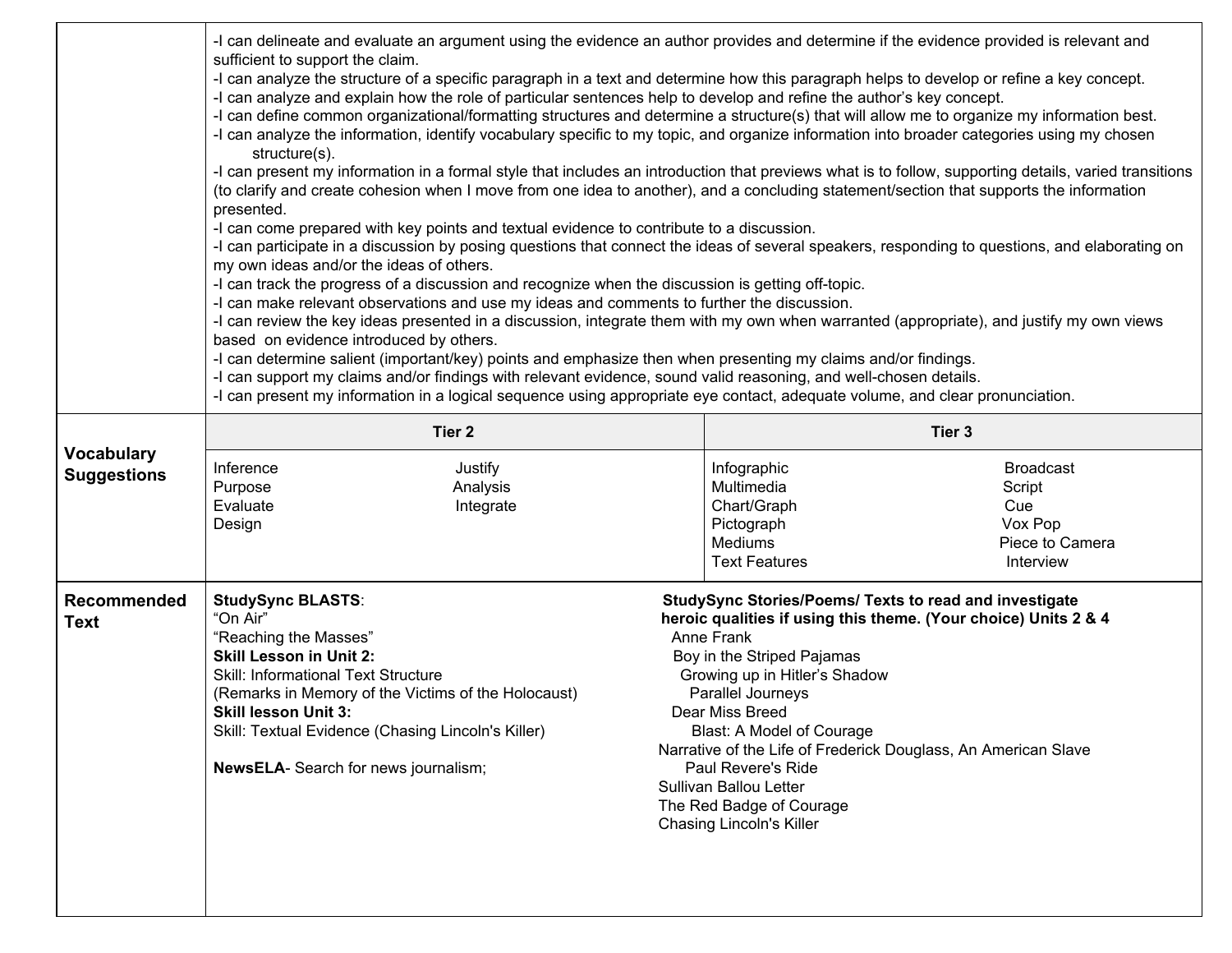| | | |
|---|---|---|
| | -I can delineate and evaluate an argument using the evidence an author provides and determine if the evidence provided is relevant and sufficient to support the claim.<br>-I can analyze the structure of a specific paragraph in a text and determine how this paragraph helps to develop or refine a key concept.<br>-I can analyze and explain how the role of particular sentences help to develop and refine the author's key concept.<br>-I can define common organizational/formatting structures and determine a structure(s) that will allow me to organize my information best.<br>-I can analyze the information, identify vocabulary specific to my topic, and organize information into broader categories using my chosen structure(s).<br>-I can present my information in a formal style that includes an introduction that previews what is to follow, supporting details, varied transitions (to clarify and create cohesion when I move from one idea to another), and a concluding statement/section that supports the information presented.<br>-I can come prepared with key points and textual evidence to contribute to a discussion.<br>-I can participate in a discussion by posing questions that connect the ideas of several speakers, responding to questions, and elaborating on my own ideas and/or the ideas of others.<br>-I can track the progress of a discussion and recognize when the discussion is getting off-topic.<br>-I can make relevant observations and use my ideas and comments to further the discussion.<br>-I can review the key ideas presented in a discussion, integrate them with my own when warranted (appropriate), and justify my own views based on evidence introduced by others.<br>-I can determine salient (important/key) points and emphasize then when presenting my claims and/or findings.<br>-I can support my claims and/or findings with relevant evidence, sound valid reasoning, and well-chosen details.<br>-I can present my information in a logical sequence using appropriate eye contact, adequate volume, and clear pronunciation. | |
| **Vocabulary Suggestions** | **Tier 2** | **Tier 3** |
| | Inference<br>Purpose<br>Evaluate<br>Design<br>Justify<br>Analysis<br>Integrate | Infographic<br>Multimedia<br>Chart/Graph<br>Pictograph<br>Mediums<br>Text Features<br>Broadcast<br>Script<br>Cue<br>Vox Pop<br>Piece to Camera<br>Interview |
| **Recommended Text** | **StudySync BLASTS**:<br>"On Air"<br>"Reaching the Masses"<br>**Skill Lesson in Unit 2:**<br>Skill: Informational Text Structure<br>(Remarks in Memory of the Victims of the Holocaust)<br>**Skill lesson Unit 3:**<br>Skill: Textual Evidence (Chasing Lincoln's Killer)<br><br>**NewsELA**- Search for news journalism; | **StudySync Stories/Poems/ Texts to read and investigate heroic qualities if using this theme. (Your choice) Units 2 & 4**<br>Anne Frank<br>Boy in the Striped Pajamas<br>Growing up in Hitler's Shadow<br>Parallel Journeys<br>Dear Miss Breed<br>Blast: A Model of Courage<br>Narrative of the Life of Frederick Douglass, An American Slave<br>Paul Revere's Ride<br>Sullivan Ballou Letter<br>The Red Badge of Courage<br>Chasing Lincoln's Killer |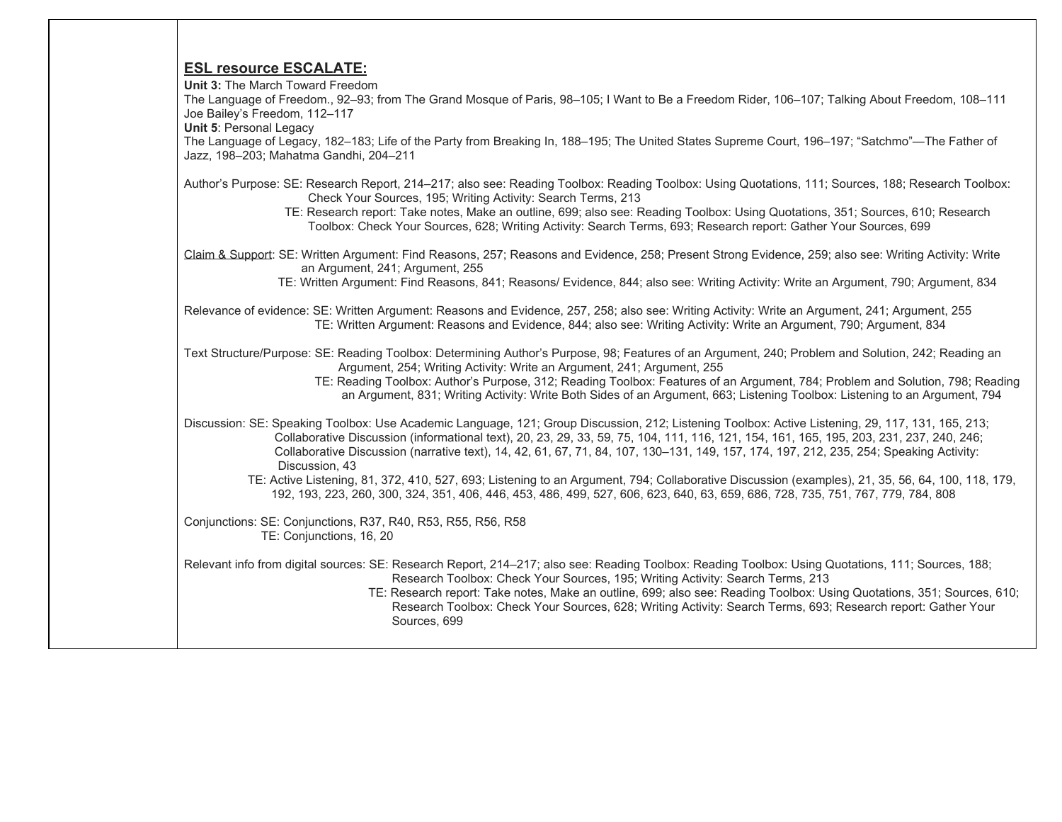| | |
|---|---|
| | **ESL resource ESCALATE:**<br>**Unit 3:** The March Toward Freedom<br>The Language of Freedom., 92–93; from The Grand Mosque of Paris, 98–105; I Want to Be a Freedom Rider, 106–107; Talking About Freedom, 108–111 Joe Bailey's Freedom, 112–117<br>**Unit 5**: Personal Legacy<br>The Language of Legacy, 182–183; Life of the Party from Breaking In, 188–195; The United States Supreme Court, 196–197; "Satchmo"—The Father of Jazz, 198–203; Mahatma Gandhi, 204–211<br><br>Author's Purpose: SE: Research Report, 214–217; also see: Reading Toolbox: Reading Toolbox: Using Quotations, 111; Sources, 188; Research Toolbox: Check Your Sources, 195; Writing Activity: Search Terms, 213<br>TE: Research report: Take notes, Make an outline, 699; also see: Reading Toolbox: Using Quotations, 351; Sources, 610; Research Toolbox: Check Your Sources, 628; Writing Activity: Search Terms, 693; Research report: Gather Your Sources, 699<br><br><u>Claim & Support</u>: SE: Written Argument: Find Reasons, 257; Reasons and Evidence, 258; Present Strong Evidence, 259; also see: Writing Activity: Write an Argument, 241; Argument, 255<br>TE: Written Argument: Find Reasons, 841; Reasons/ Evidence, 844; also see: Writing Activity: Write an Argument, 790; Argument, 834<br><br>Relevance of evidence: SE: Written Argument: Reasons and Evidence, 257, 258; also see: Writing Activity: Write an Argument, 241; Argument, 255<br>TE: Written Argument: Reasons and Evidence, 844; also see: Writing Activity: Write an Argument, 790; Argument, 834<br><br>Text Structure/Purpose: SE: Reading Toolbox: Determining Author's Purpose, 98; Features of an Argument, 240; Problem and Solution, 242; Reading an Argument, 254; Writing Activity: Write an Argument, 241; Argument, 255<br>TE: Reading Toolbox: Author's Purpose, 312; Reading Toolbox: Features of an Argument, 784; Problem and Solution, 798; Reading an Argument, 831; Writing Activity: Write Both Sides of an Argument, 663; Listening Toolbox: Listening to an Argument, 794<br><br>Discussion: SE: Speaking Toolbox: Use Academic Language, 121; Group Discussion, 212; Listening Toolbox: Active Listening, 29, 117, 131, 165, 213; Collaborative Discussion (informational text), 20, 23, 29, 33, 59, 75, 104, 111, 116, 121, 154, 161, 165, 195, 203, 231, 237, 240, 246; Collaborative Discussion (narrative text), 14, 42, 61, 67, 71, 84, 107, 130–131, 149, 157, 174, 197, 212, 235, 254; Speaking Activity: Discussion, 43<br>TE: Active Listening, 81, 372, 410, 527, 693; Listening to an Argument, 794; Collaborative Discussion (examples), 21, 35, 56, 64, 100, 118, 179, 192, 193, 223, 260, 300, 324, 351, 406, 446, 453, 486, 499, 527, 606, 623, 640, 63, 659, 686, 728, 735, 751, 767, 779, 784, 808<br><br>Conjunctions: SE: Conjunctions, R37, R40, R53, R55, R56, R58<br>TE: Conjunctions, 16, 20<br><br>Relevant info from digital sources: SE: Research Report, 214–217; also see: Reading Toolbox: Reading Toolbox: Using Quotations, 111; Sources, 188; Research Toolbox: Check Your Sources, 195; Writing Activity: Search Terms, 213<br>TE: Research report: Take notes, Make an outline, 699; also see: Reading Toolbox: Using Quotations, 351; Sources, 610; Research Toolbox: Check Your Sources, 628; Writing Activity: Search Terms, 693; Research report: Gather Your Sources, 699 |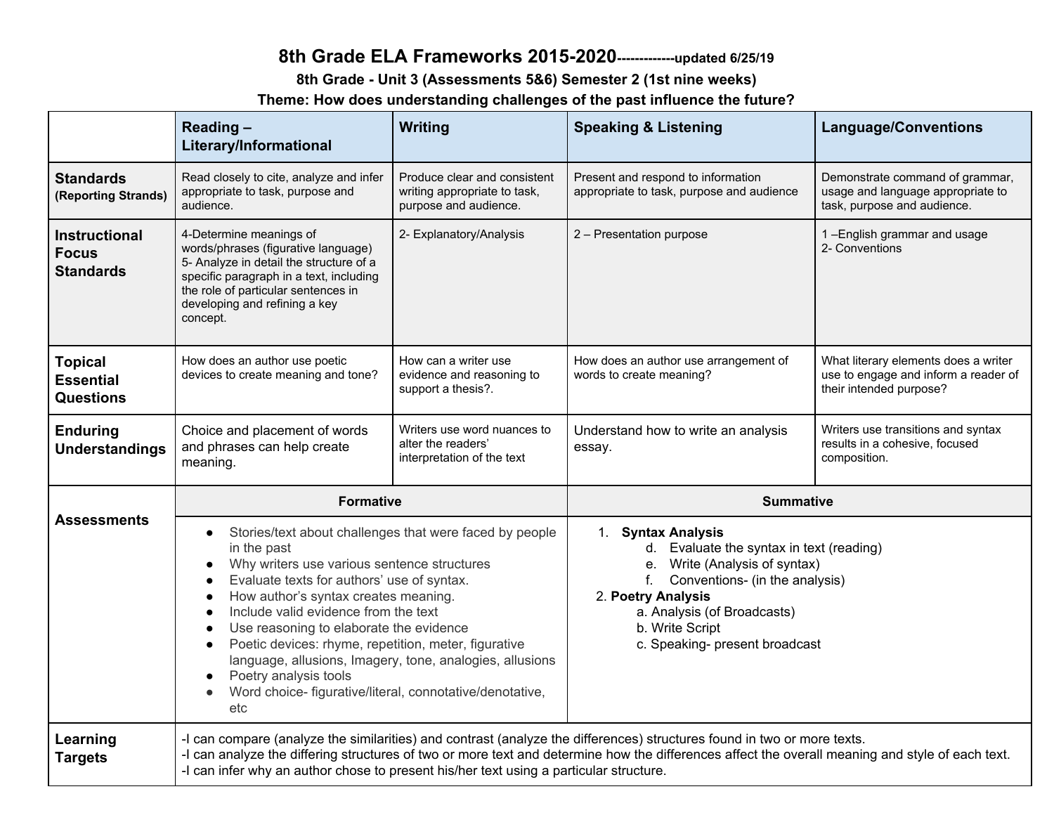# 8th Grade ELA Frameworks 2015-2020-------------updated 6/25/19

## 8th Grade - Unit 3 (Assessments 5&6) Semester 2 (1st nine weeks)

## Theme: How does understanding challenges of the past influence the future?

| | Reading – Literary/Informational | Writing | Speaking & Listening | Language/Conventions |
|---|---|---|---|---|
| **Standards (Reporting Strands)** | Read closely to cite, analyze and infer appropriate to task, purpose and audience. | Produce clear and consistent writing appropriate to task, purpose and audience. | Present and respond to information appropriate to task, purpose and audience | Demonstrate command of grammar, usage and language appropriate to task, purpose and audience. |
| **Instructional Focus Standards** | 4-Determine meanings of words/phrases (figurative language)<br>5- Analyze in detail the structure of a specific paragraph in a text, including the role of particular sentences in developing and refining a key concept. | 2- Explanatory/Analysis | 2 – Presentation purpose | 1 –English grammar and usage<br>2- Conventions |
| **Topical Essential Questions** | How does an author use poetic devices to create meaning and tone? | How can a writer use evidence and reasoning to support a thesis?. | How does an author use arrangement of words to create meaning? | What literary elements does a writer use to engage and inform a reader of their intended purpose? |
| **Enduring Understandings** | Choice and placement of words and phrases can help create meaning. | Writers use word nuances to alter the readers' interpretation of the text | Understand how to write an analysis essay. | Writers use transitions and syntax results in a cohesive, focused composition. |
| **Assessments** | **Formative** | | **Summative** | |
| | • Stories/text about challenges that were faced by people in the past<br>• Why writers use various sentence structures<br>• Evaluate texts for authors' use of syntax.<br>• How author's syntax creates meaning.<br>• Include valid evidence from the text<br>• Use reasoning to elaborate the evidence<br>• Poetic devices: rhyme, repetition, meter, figurative language, allusions, Imagery, tone, analogies, allusions<br>• Poetry analysis tools<br>• Word choice- figurative/literal, connotative/denotative, etc | | 1. **Syntax Analysis**<br>d. Evaluate the syntax in text (reading)<br>e. Write (Analysis of syntax)<br>f. Conventions- (in the analysis)<br>2. **Poetry Analysis**<br>a. Analysis (of Broadcasts)<br>b. Write Script<br>c. Speaking- present broadcast | |
| **Learning Targets** | -I can compare (analyze the similarities) and contrast (analyze the differences) structures found in two or more texts.<br>-I can analyze the differing structures of two or more text and determine how the differences affect the overall meaning and style of each text.<br>-I can infer why an author chose to present his/her text using a particular structure. | | | |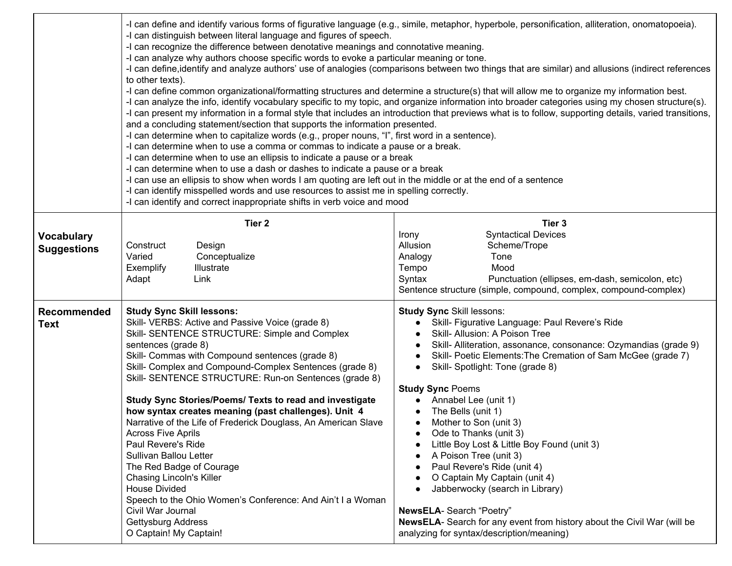| | | |
|---|---|---|
| | -I can define and identify various forms of figurative language (e.g., simile, metaphor, hyperbole, personification, alliteration, onomatopoeia).<br>-I can distinguish between literal language and figures of speech.<br>-I can recognize the difference between denotative meanings and connotative meaning.<br>-I can analyze why authors choose specific words to evoke a particular meaning or tone.<br>-I can define,identify and analyze authors' use of analogies (comparisons between two things that are similar) and allusions (indirect references to other texts).<br>-I can define common organizational/formatting structures and determine a structure(s) that will allow me to organize my information best.<br>-I can analyze the info, identify vocabulary specific to my topic, and organize information into broader categories using my chosen structure(s).<br>-I can present my information in a formal style that includes an introduction that previews what is to follow, supporting details, varied transitions, and a concluding statement/section that supports the information presented.<br>-I can determine when to capitalize words (e.g., proper nouns, "I", first word in a sentence).<br>-I can determine when to use a comma or commas to indicate a pause or a break.<br>-I can determine when to use an ellipsis to indicate a pause or a break<br>-I can determine when to use a dash or dashes to indicate a pause or a break<br>-I can use an ellipsis to show when words I am quoting are left out in the middle or at the end of a sentence<br>-I can identify misspelled words and use resources to assist me in spelling correctly.<br>-I can identify and correct inappropriate shifts in verb voice and mood | |
| **Vocabulary Suggestions** | **Tier 2**<br><br>Construct Design<br>Varied Conceptualize<br>Exemplify Illustrate<br>Adapt Link | **Tier 3**<br>Irony Syntactical Devices<br>Allusion Scheme/Trope<br>Analogy Tone<br>Tempo Mood<br>Syntax Punctuation (ellipses, em-dash, semicolon, etc)<br>Sentence structure (simple, compound, complex, compound-complex) |
| **Recommended Text** | **Study Sync Skill lessons:**<br>Skill- VERBS: Active and Passive Voice (grade 8)<br>Skill- SENTENCE STRUCTURE: Simple and Complex sentences (grade 8)<br>Skill- Commas with Compound sentences (grade 8)<br>Skill- Complex and Compound-Complex Sentences (grade 8)<br>Skill- SENTENCE STRUCTURE: Run-on Sentences (grade 8)<br><br>**Study Sync Stories/Poems/ Texts to read and investigate how syntax creates meaning (past challenges). Unit 4**<br>Narrative of the Life of Frederick Douglass, An American Slave<br>Across Five Aprils<br>Paul Revere's Ride<br>Sullivan Ballou Letter<br>The Red Badge of Courage<br>Chasing Lincoln's Killer<br>House Divided<br>Speech to the Ohio Women's Conference: And Ain't I a Woman<br>Civil War Journal<br>Gettysburg Address<br>O Captain! My Captain! | **Study Sync** Skill lessons:<br>● Skill- Figurative Language: Paul Revere's Ride<br>● Skill- Allusion: A Poison Tree<br>● Skill- Alliteration, assonance, consonance: Ozymandias (grade 9)<br>● Skill- Poetic Elements:The Cremation of Sam McGee (grade 7)<br>● Skill- Spotlight: Tone (grade 8)<br><br>**Study Sync** Poems<br>● Annabel Lee (unit 1)<br>● The Bells (unit 1)<br>● Mother to Son (unit 3)<br>● Ode to Thanks (unit 3)<br>● Little Boy Lost & Little Boy Found (unit 3)<br>● A Poison Tree (unit 3)<br>● Paul Revere's Ride (unit 4)<br>● O Captain My Captain (unit 4)<br>● Jabberwocky (search in Library)<br><br>**NewsELA**- Search "Poetry"<br>**NewsELA**- Search for any event from history about the Civil War (will be analyzing for syntax/description/meaning) |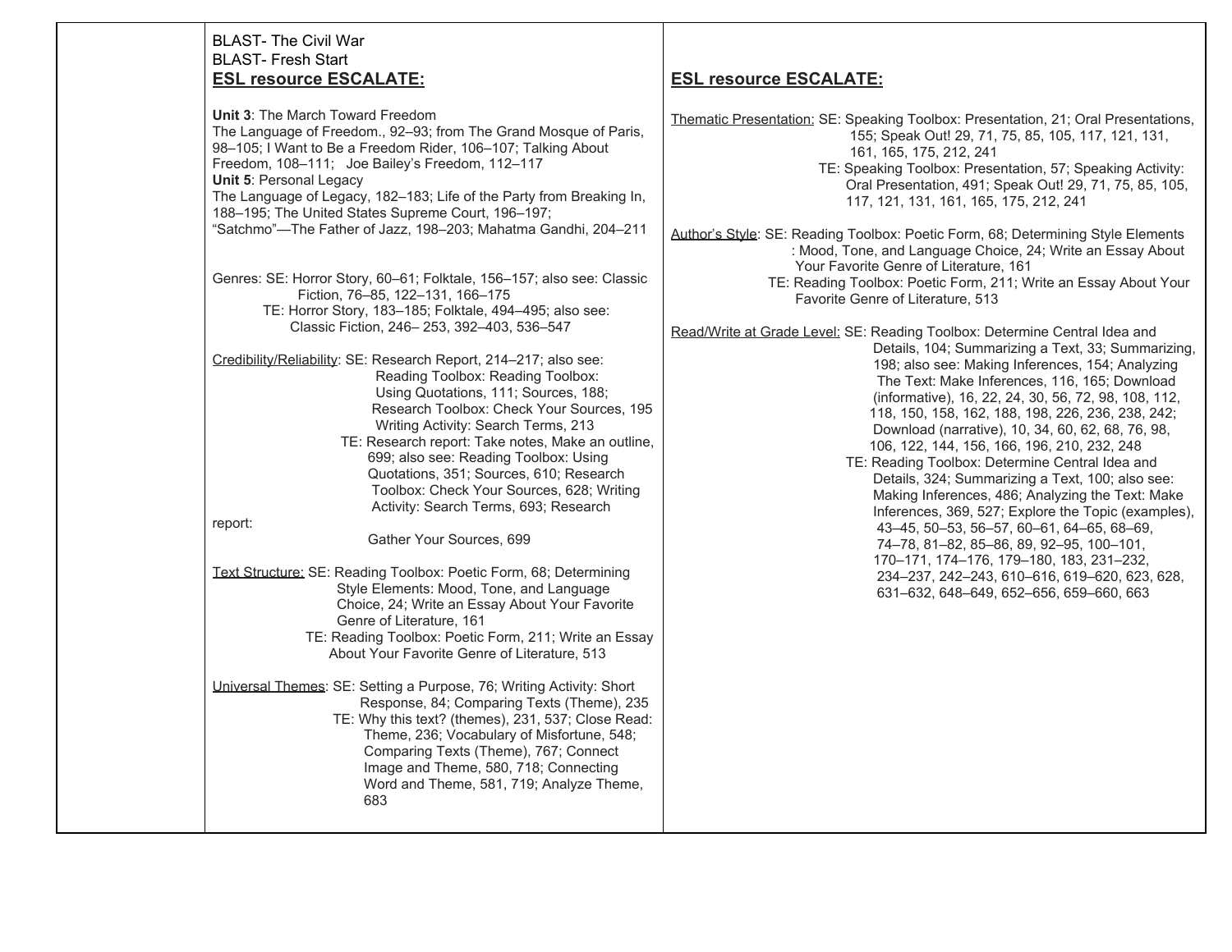| | | |
|---|---|---|
| | BLAST- The Civil War<br>BLAST- Fresh Start<br>**ESL resource ESCALATE:**<br><br>**Unit 3**: The March Toward Freedom<br>The Language of Freedom., 92–93; from The Grand Mosque of Paris, 98–105; I Want to Be a Freedom Rider, 106–107; Talking About Freedom, 108–111; Joe Bailey's Freedom, 112–117<br>**Unit 5**: Personal Legacy<br>The Language of Legacy, 182–183; Life of the Party from Breaking In, 188–195; The United States Supreme Court, 196–197; "Satchmo"—The Father of Jazz, 198–203; Mahatma Gandhi, 204–211<br><br>Genres: SE: Horror Story, 60–61; Folktale, 156–157; also see: Classic Fiction, 76–85, 122–131, 166–175<br>TE: Horror Story, 183–185; Folktale, 494–495; also see: Classic Fiction, 246– 253, 392–403, 536–547<br><br>Credibility/Reliability: SE: Research Report, 214–217; also see: Reading Toolbox: Reading Toolbox: Using Quotations, 111; Sources, 188; Research Toolbox: Check Your Sources, 195 Writing Activity: Search Terms, 213<br>TE: Research report: Take notes, Make an outline, 699; also see: Reading Toolbox: Using Quotations, 351; Sources, 610; Research Toolbox: Check Your Sources, 628; Writing Activity: Search Terms, 693; Research report: Gather Your Sources, 699<br><br>Text Structure: SE: Reading Toolbox: Poetic Form, 68; Determining Style Elements: Mood, Tone, and Language Choice, 24; Write an Essay About Your Favorite Genre of Literature, 161<br>TE: Reading Toolbox: Poetic Form, 211; Write an Essay About Your Favorite Genre of Literature, 513<br><br>Universal Themes: SE: Setting a Purpose, 76; Writing Activity: Short Response, 84; Comparing Texts (Theme), 235<br>TE: Why this text? (themes), 231, 537; Close Read: Theme, 236; Vocabulary of Misfortune, 548; Comparing Texts (Theme), 767; Connect Image and Theme, 580, 718; Connecting Word and Theme, 581, 719; Analyze Theme, 683 | **ESL resource ESCALATE:**<br><br>Thematic Presentation: SE: Speaking Toolbox: Presentation, 21; Oral Presentations, 155; Speak Out! 29, 71, 75, 85, 105, 117, 121, 131, 161, 165, 175, 212, 241<br>TE: Speaking Toolbox: Presentation, 57; Speaking Activity: Oral Presentation, 491; Speak Out! 29, 71, 75, 85, 105, 117, 121, 131, 161, 165, 175, 212, 241<br><br>Author's Style: SE: Reading Toolbox: Poetic Form, 68; Determining Style Elements : Mood, Tone, and Language Choice, 24; Write an Essay About Your Favorite Genre of Literature, 161<br>TE: Reading Toolbox: Poetic Form, 211; Write an Essay About Your Favorite Genre of Literature, 513<br><br>Read/Write at Grade Level: SE: Reading Toolbox: Determine Central Idea and Details, 104; Summarizing a Text, 33; Summarizing, 198; also see: Making Inferences, 154; Analyzing The Text: Make Inferences, 116, 165; Download (informative), 16, 22, 24, 30, 56, 72, 98, 108, 112, 118, 150, 158, 162, 188, 198, 226, 236, 238, 242; Download (narrative), 10, 34, 60, 62, 68, 76, 98, 106, 122, 144, 156, 166, 196, 210, 232, 248<br>TE: Reading Toolbox: Determine Central Idea and Details, 324; Summarizing a Text, 100; also see: Making Inferences, 486; Analyzing the Text: Make Inferences, 369, 527; Explore the Topic (examples), 43–45, 50–53, 56–57, 60–61, 64–65, 68–69, 74–78, 81–82, 85–86, 89, 92–95, 100–101, 170–171, 174–176, 179–180, 183, 231–232, 234–237, 242–243, 610–616, 619–620, 623, 628, 631–632, 648–649, 652–656, 659–660, 663 |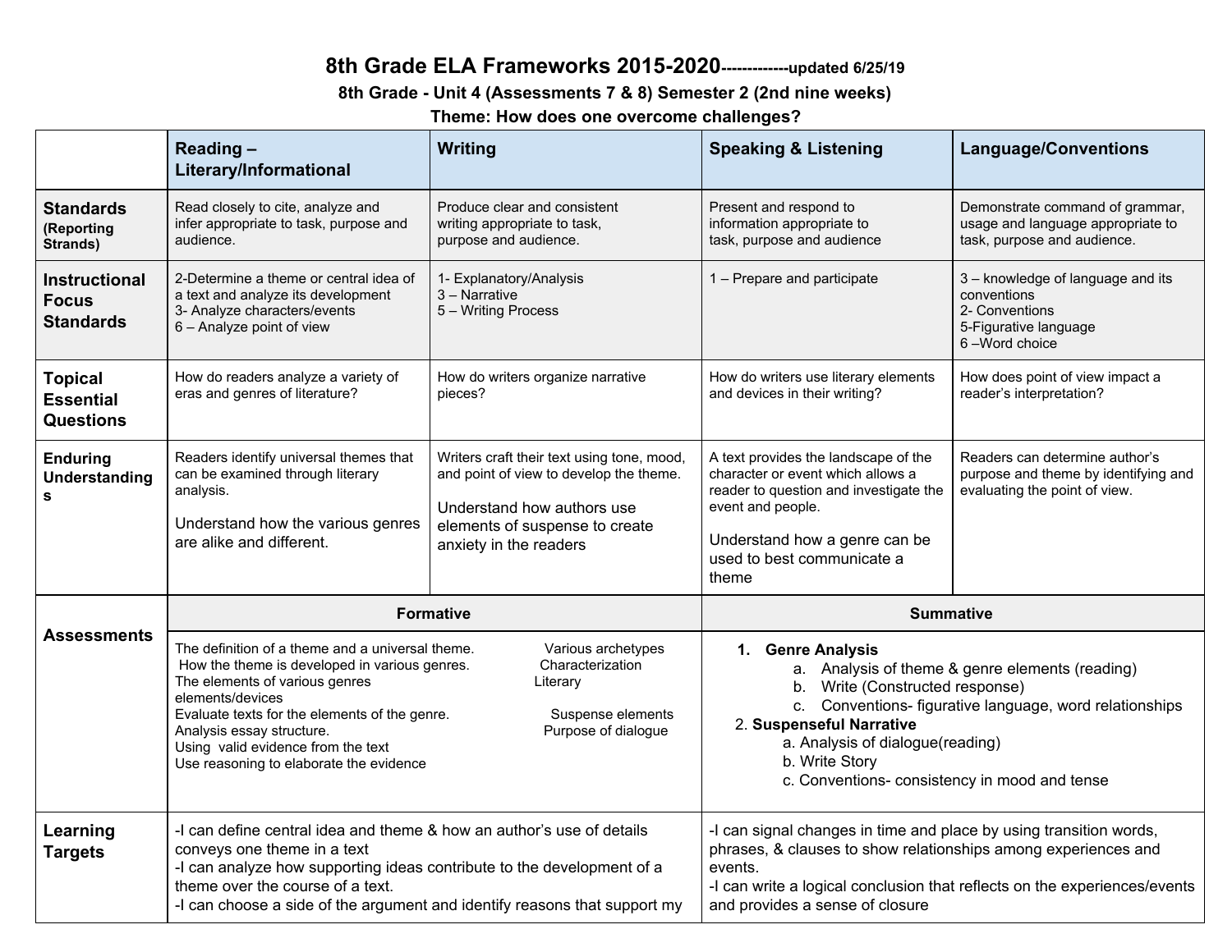# 8th Grade ELA Frameworks 2015-2020-------------updated 6/25/19

**8th Grade - Unit 4 (Assessments 7 & 8) Semester 2 (2nd nine weeks)**

**Theme: How does one overcome challenges?**

| | Reading – Literary/Informational | Writing | Speaking & Listening | Language/Conventions |
|---|---|---|---|---|
| **Standards** (Reporting Strands) | Read closely to cite, analyze and infer appropriate to task, purpose and audience. | Produce clear and consistent writing appropriate to task, purpose and audience. | Present and respond to information appropriate to task, purpose and audience | Demonstrate command of grammar, usage and language appropriate to task, purpose and audience. |
| **Instructional Focus Standards** | 2-Determine a theme or central idea of a text and analyze its development<br>3- Analyze characters/events<br>6 – Analyze point of view | 1- Explanatory/Analysis<br>3 – Narrative<br>5 – Writing Process | 1 – Prepare and participate | 3 – knowledge of language and its conventions<br>2- Conventions<br>5-Figurative language<br>6 –Word choice |
| **Topical Essential Questions** | How do readers analyze a variety of eras and genres of literature? | How do writers organize narrative pieces? | How do writers use literary elements and devices in their writing? | How does point of view impact a reader's interpretation? |
| **Enduring Understandings** | Readers identify universal themes that can be examined through literary analysis.<br>Understand how the various genres are alike and different. | Writers craft their text using tone, mood, and point of view to develop the theme.<br>Understand how authors use elements of suspense to create anxiety in the readers | A text provides the landscape of the character or event which allows a reader to question and investigate the event and people.<br>Understand how a genre can be used to best communicate a theme | Readers can determine author's purpose and theme by identifying and evaluating the point of view. |
| **Assessments** | **Formative** | | **Summative** | |
| | The definition of a theme and a universal theme.<br>How the theme is developed in various genres.<br>The elements of various genres<br>Evaluate texts for the elements of the genre.<br>Analysis essay structure.<br>Using valid evidence from the text<br>Use reasoning to elaborate the evidence<br>Various archetypes<br>Characterization<br>Literary elements/devices<br>Suspense elements<br>Purpose of dialogue | | 1. **Genre Analysis**<br>a. Analysis of theme & genre elements (reading)<br>b. Write (Constructed response)<br>c. Conventions- figurative language, word relationships<br>2. **Suspenseful Narrative**<br>a. Analysis of dialogue(reading)<br>b. Write Story<br>c. Conventions- consistency in mood and tense | |
| **Learning Targets** | -I can define central idea and theme & how an author's use of details conveys one theme in a text<br>-I can analyze how supporting ideas contribute to the development of a theme over the course of a text.<br>-I can choose a side of the argument and identify reasons that support my | | -I can signal changes in time and place by using transition words, phrases, & clauses to show relationships among experiences and events.<br>-I can write a logical conclusion that reflects on the experiences/events and provides a sense of closure | |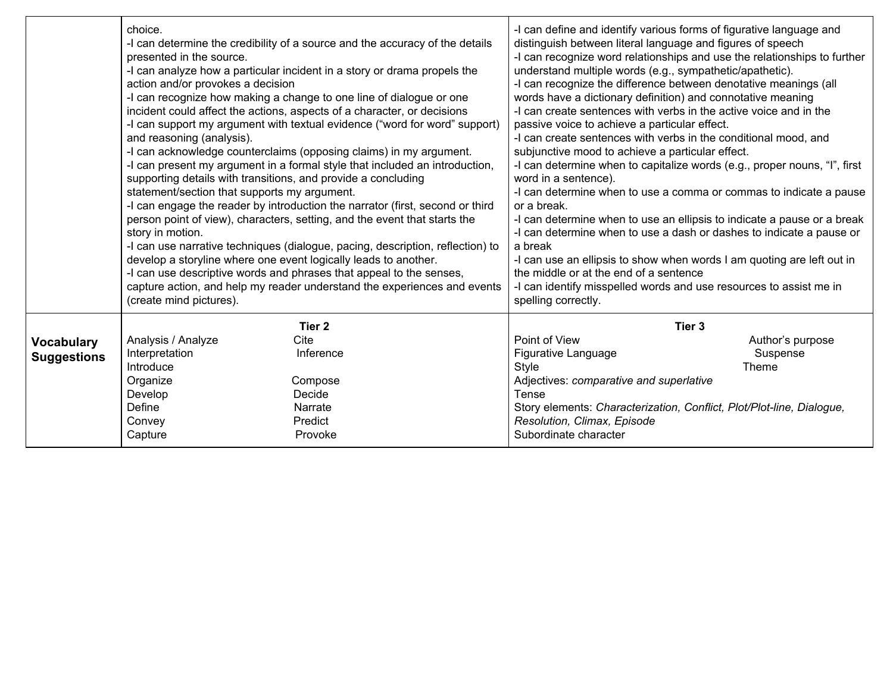| | | |
|---|---|---|
| | choice.<br>-I can determine the credibility of a source and the accuracy of the details presented in the source.<br>-I can analyze how a particular incident in a story or drama propels the action and/or provokes a decision<br>-I can recognize how making a change to one line of dialogue or one incident could affect the actions, aspects of a character, or decisions<br>-I can support my argument with textual evidence ("word for word" support) and reasoning (analysis).<br>-I can acknowledge counterclaims (opposing claims) in my argument.<br>-I can present my argument in a formal style that included an introduction, supporting details with transitions, and provide a concluding statement/section that supports my argument.<br>-I can engage the reader by introduction the narrator (first, second or third person point of view), characters, setting, and the event that starts the story in motion.<br>-I can use narrative techniques (dialogue, pacing, description, reflection) to develop a storyline where one event logically leads to another.<br>-I can use descriptive words and phrases that appeal to the senses, capture action, and help my reader understand the experiences and events (create mind pictures). | -I can define and identify various forms of figurative language and distinguish between literal language and figures of speech<br>-I can recognize word relationships and use the relationships to further understand multiple words (e.g., sympathetic/apathetic).<br>-I can recognize the difference between denotative meanings (all words have a dictionary definition) and connotative meaning<br>-I can create sentences with verbs in the active voice and in the passive voice to achieve a particular effect.<br>-I can create sentences with verbs in the conditional mood, and subjunctive mood to achieve a particular effect.<br>-I can determine when to capitalize words (e.g., proper nouns, "I", first word in a sentence).<br>-I can determine when to use a comma or commas to indicate a pause or a break.<br>-I can determine when to use an ellipsis to indicate a pause or a break<br>-I can determine when to use a dash or dashes to indicate a pause or a break<br>-I can use an ellipsis to show when words I am quoting are left out in the middle or at the end of a sentence<br>-I can identify misspelled words and use resources to assist me in spelling correctly. |
| **Vocabulary Suggestions** | **Tier 2**<br>Analysis / Analyze, Cite<br>Interpretation, Inference<br>Introduce<br>Organize, Compose<br>Develop, Decide<br>Define, Narrate<br>Convey, Predict<br>Capture, Provoke | **Tier 3**<br>Point of View, Author's purpose<br>Figurative Language, Suspense<br>Style, Theme<br>Adjectives: *comparative and superlative*<br>Tense<br>Story elements: *Characterization, Conflict, Plot/Plot-line, Dialogue, Resolution, Climax, Episode*<br>Subordinate character |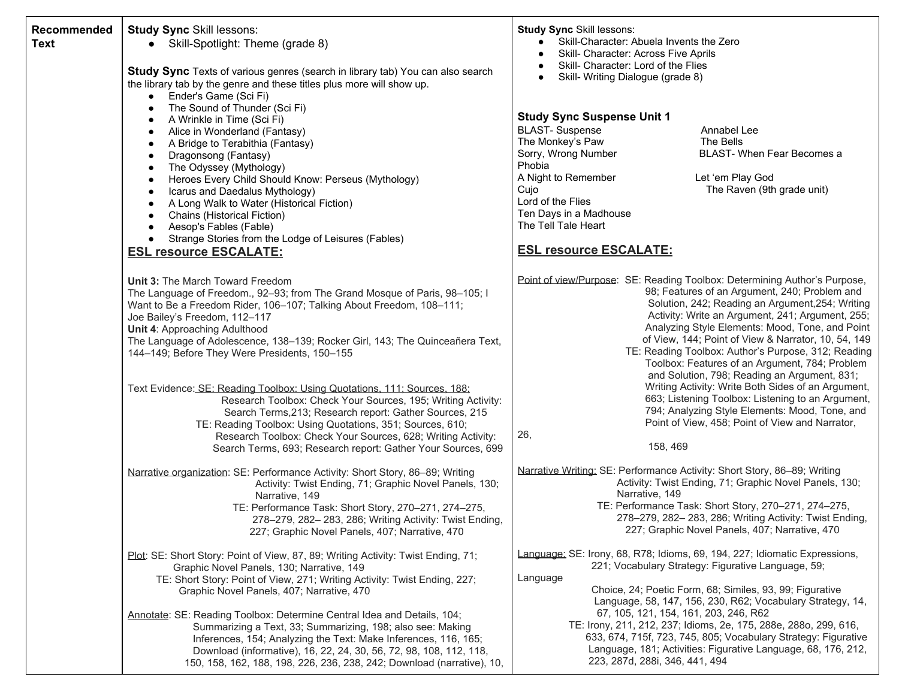| Recommended Text | Study Sync Skill lessons: | Study Sync Skill lessons: |
|---|---|---|
| | • Skill-Spotlight: Theme (grade 8)<br><br>**Study Sync** Texts of various genres (search in library tab) You can also search the library tab by the genre and these titles plus more will show up.<br>• Ender's Game (Sci Fi)<br>• The Sound of Thunder (Sci Fi)<br>• A Wrinkle in Time (Sci Fi)<br>• Alice in Wonderland (Fantasy)<br>• A Bridge to Terabithia (Fantasy)<br>• Dragonsong (Fantasy)<br>• The Odyssey (Mythology)<br>• Heroes Every Child Should Know: Perseus (Mythology)<br>• Icarus and Daedalus Mythology)<br>• A Long Walk to Water (Historical Fiction)<br>• Chains (Historical Fiction)<br>• Aesop's Fables (Fable)<br>• Strange Stories from the Lodge of Leisures (Fables)<br><br>**ESL resource ESCALATE:**<br><br>**Unit 3:** The March Toward Freedom<br>The Language of Freedom., 92–93; from The Grand Mosque of Paris, 98–105; I Want to Be a Freedom Rider, 106–107; Talking About Freedom, 108–111; Joe Bailey's Freedom, 112–117<br>**Unit 4**: Approaching Adulthood<br>The Language of Adolescence, 138–139; Rocker Girl, 143; The Quinceañera Text, 144–149; Before They Were Presidents, 150–155<br><br>Text Evidence: SE: Reading Toolbox: Using Quotations, 111; Sources, 188; Research Toolbox: Check Your Sources, 195; Writing Activity: Search Terms,213; Research report: Gather Sources, 215<br>TE: Reading Toolbox: Using Quotations, 351; Sources, 610; Research Toolbox: Check Your Sources, 628; Writing Activity: Search Terms, 693; Research report: Gather Your Sources, 699<br><br>Narrative organization: SE: Performance Activity: Short Story, 86–89; Writing Activity: Twist Ending, 71; Graphic Novel Panels, 130; Narrative, 149<br>TE: Performance Task: Short Story, 270–271, 274–275, 278–279, 282– 283, 286; Writing Activity: Twist Ending, 227; Graphic Novel Panels, 407; Narrative, 470<br><br>Plot: SE: Short Story: Point of View, 87, 89; Writing Activity: Twist Ending, 71; Graphic Novel Panels, 130; Narrative, 149<br>TE: Short Story: Point of View, 271; Writing Activity: Twist Ending, 227; Graphic Novel Panels, 407; Narrative, 470<br><br>Annotate: SE: Reading Toolbox: Determine Central Idea and Details, 104; Summarizing a Text, 33; Summarizing, 198; also see: Making Inferences, 154; Analyzing the Text: Make Inferences, 116, 165; Download (informative), 16, 22, 24, 30, 56, 72, 98, 108, 112, 118, 150, 158, 162, 188, 198, 226, 236, 238, 242; Download (narrative), 10, | • Skill-Character: Abuela Invents the Zero<br>• Skill- Character: Across Five Aprils<br>• Skill- Character: Lord of the Flies<br>• Skill- Writing Dialogue (grade 8)<br><br>**Study Sync Suspense Unit 1**<br>BLAST- Suspense<br>The Monkey's Paw<br>Sorry, Wrong Number<br>A Night to Remember<br>Cujo<br>Lord of the Flies<br>Ten Days in a Madhouse<br>The Tell Tale Heart<br>Annabel Lee<br>The Bells<br>BLAST- When Fear Becomes a Phobia<br>Let 'em Play God<br>The Raven (9th grade unit)<br><br>**ESL resource ESCALATE:**<br><br>Point of view/Purpose: SE: Reading Toolbox: Determining Author's Purpose, 98; Features of an Argument, 240; Problem and Solution, 242; Reading an Argument,254; Writing Activity: Write an Argument, 241; Argument, 255; Analyzing Style Elements: Mood, Tone, and Point of View, 144; Point of View & Narrator, 10, 54, 149<br>TE: Reading Toolbox: Author's Purpose, 312; Reading Toolbox: Features of an Argument, 784; Problem and Solution, 798; Reading an Argument, 831; Writing Activity: Write Both Sides of an Argument, 663; Listening Toolbox: Listening to an Argument, 794; Analyzing Style Elements: Mood, Tone, and Point of View, 458; Point of View and Narrator, 26, 158, 469<br><br>Narrative Writing: SE: Performance Activity: Short Story, 86–89; Writing Activity: Twist Ending, 71; Graphic Novel Panels, 130; Narrative, 149<br>TE: Performance Task: Short Story, 270–271, 274–275, 278–279, 282– 283, 286; Writing Activity: Twist Ending, 227; Graphic Novel Panels, 407; Narrative, 470<br><br>Language: SE: Irony, 68, R78; Idioms, 69, 194, 227; Idiomatic Expressions, 221; Vocabulary Strategy: Figurative Language, 59; Language Choice, 24; Poetic Form, 68; Similes, 93, 99; Figurative Language, 58, 147, 156, 230, R62; Vocabulary Strategy, 14, 67, 105, 121, 154, 161, 203, 246, R62<br>TE: Irony, 211, 212, 237; Idioms, 2e, 175, 288e, 288o, 299, 616, 633, 674, 715f, 723, 745, 805; Vocabulary Strategy: Figurative Language, 181; Activities: Figurative Language, 68, 176, 212, 223, 287d, 288i, 346, 441, 494 |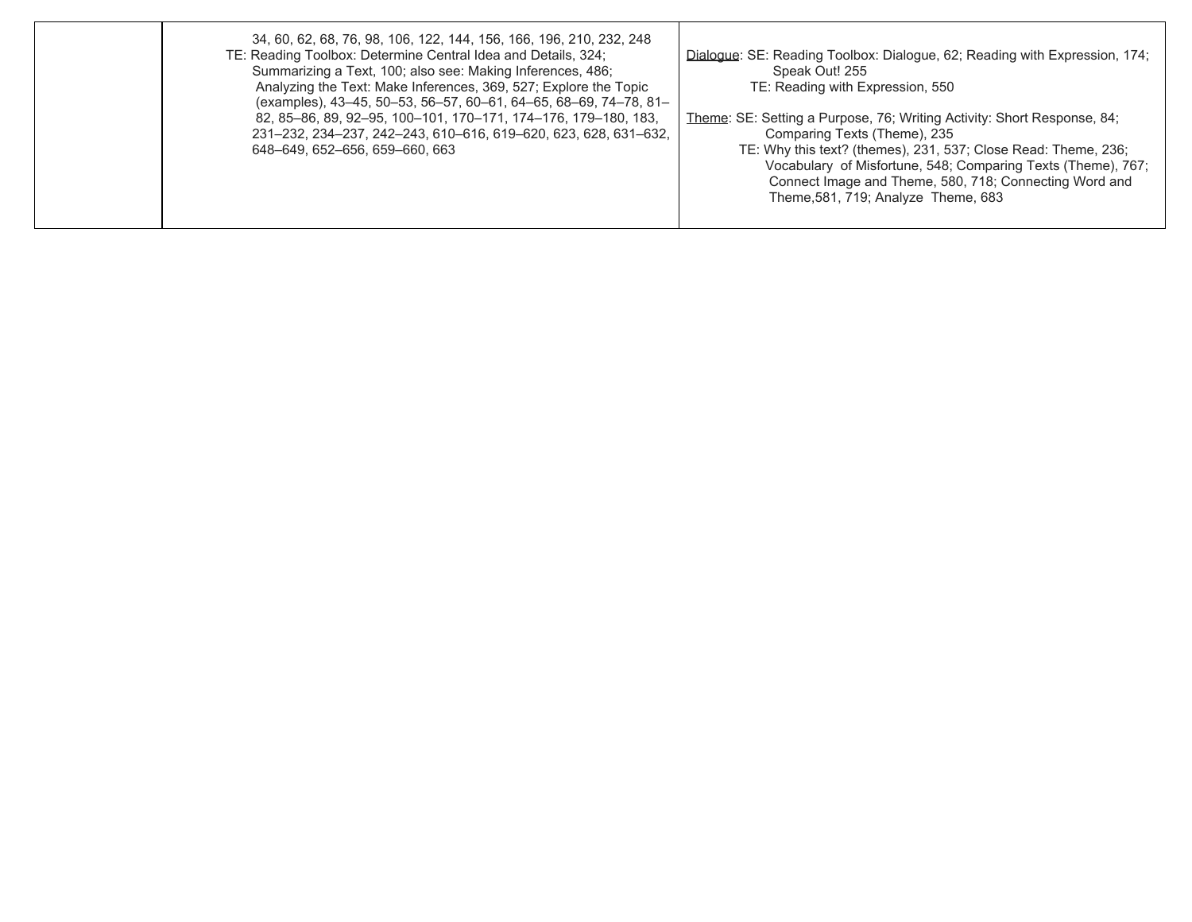| | | |
|---|---|---|
| | 34, 60, 62, 68, 76, 98, 106, 122, 144, 156, 166, 196, 210, 232, 248<br>TE: Reading Toolbox: Determine Central Idea and Details, 324; Summarizing a Text, 100; also see: Making Inferences, 486; Analyzing the Text: Make Inferences, 369, 527; Explore the Topic (examples), 43–45, 50–53, 56–57, 60–61, 64–65, 68–69, 74–78, 81–82, 85–86, 89, 92–95, 100–101, 170–171, 174–176, 179–180, 183, 231–232, 234–237, 242–243, 610–616, 619–620, 623, 628, 631–632, 648–649, 652–656, 659–660, 663 | <u>Dialogue</u>: SE: Reading Toolbox: Dialogue, 62; Reading with Expression, 174; Speak Out! 255<br>TE: Reading with Expression, 550<br><br><u>Theme</u>: SE: Setting a Purpose, 76; Writing Activity: Short Response, 84; Comparing Texts (Theme), 235<br>TE: Why this text? (themes), 231, 537; Close Read: Theme, 236; Vocabulary of Misfortune, 548; Comparing Texts (Theme), 767; Connect Image and Theme, 580, 718; Connecting Word and Theme,581, 719; Analyze Theme, 683 |